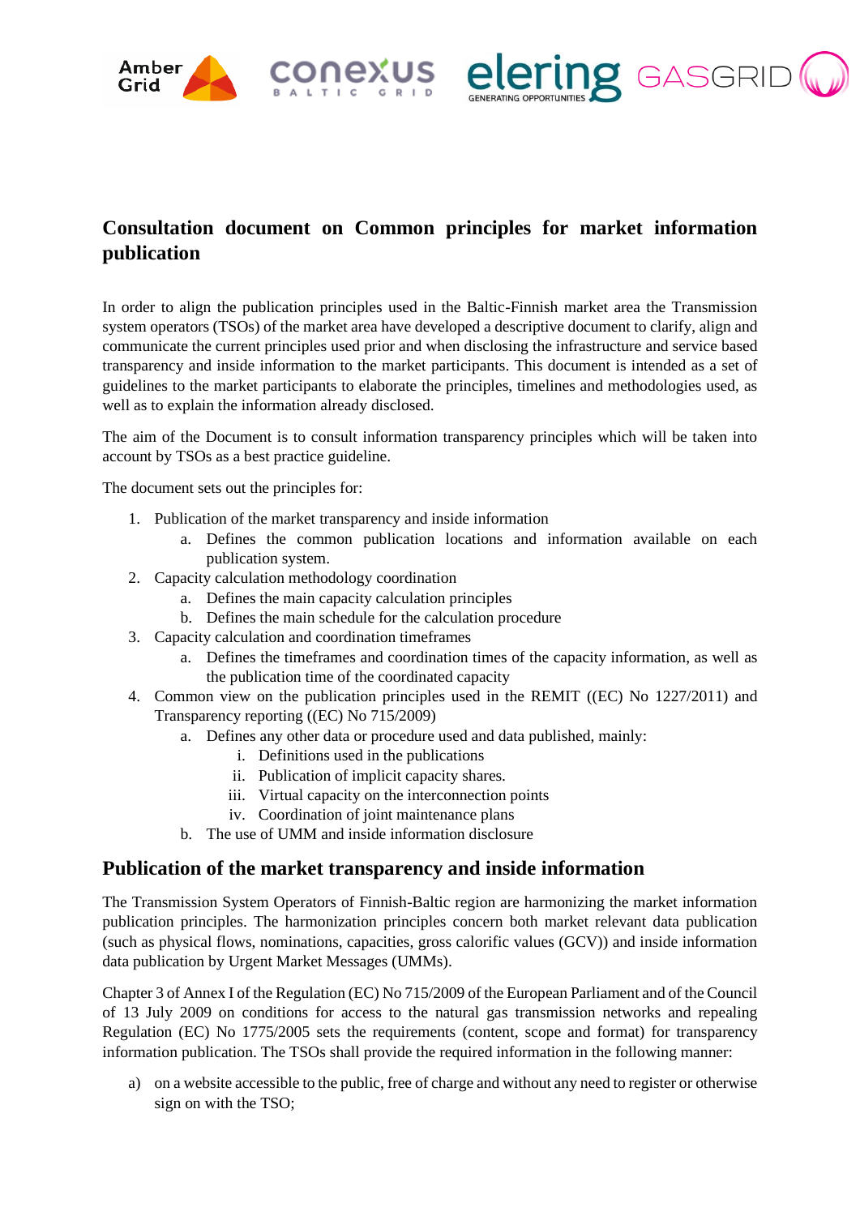# Consultation document on Common principles for market information publication

In order to align the publication principles used in the Baltic-Finnish market area the Transmission system operators (TSOs) of the market area have developed a descriptive document to clarify, align and communicate the current principles used prior and when disclosing the infrastructure and service based transparency and inside information to the market participants. This document is intended as a set of guidelines to the market participants to elaborate the principles, timelines and methodologies used, as well as to explain the information already disclosed.

The aim of the Document is to consult information transparency principles which will be taken into account by TSOs as a best practice guideline.

The document sets out the principles for:

1. Publication of the market transparency and inside information
    a. Defines the common publication locations and information available on each publication system.
2. Capacity calculation methodology coordination
    a. Defines the main capacity calculation principles
    b. Defines the main schedule for the calculation procedure
3. Capacity calculation and coordination timeframes
    a. Defines the timeframes and coordination times of the capacity information, as well as the publication time of the coordinated capacity
4. Common view on the publication principles used in the REMIT ((EC) No 1227/2011) and Transparency reporting ((EC) No 715/2009)
    a. Defines any other data or procedure used and data published, mainly:
        i. Definitions used in the publications
        ii. Publication of implicit capacity shares.
        iii. Virtual capacity on the interconnection points
        iv. Coordination of joint maintenance plans
    b. The use of UMM and inside information disclosure

## Publication of the market transparency and inside information

The Transmission System Operators of Finnish-Baltic region are harmonizing the market information publication principles. The harmonization principles concern both market relevant data publication (such as physical flows, nominations, capacities, gross calorific values (GCV)) and inside information data publication by Urgent Market Messages (UMMs).

Chapter 3 of Annex I of the Regulation (EC) No 715/2009 of the European Parliament and of the Council of 13 July 2009 on conditions for access to the natural gas transmission networks and repealing Regulation (EC) No 1775/2005 sets the requirements (content, scope and format) for transparency information publication. The TSOs shall provide the required information in the following manner:

a) on a website accessible to the public, free of charge and without any need to register or otherwise sign on with the TSO;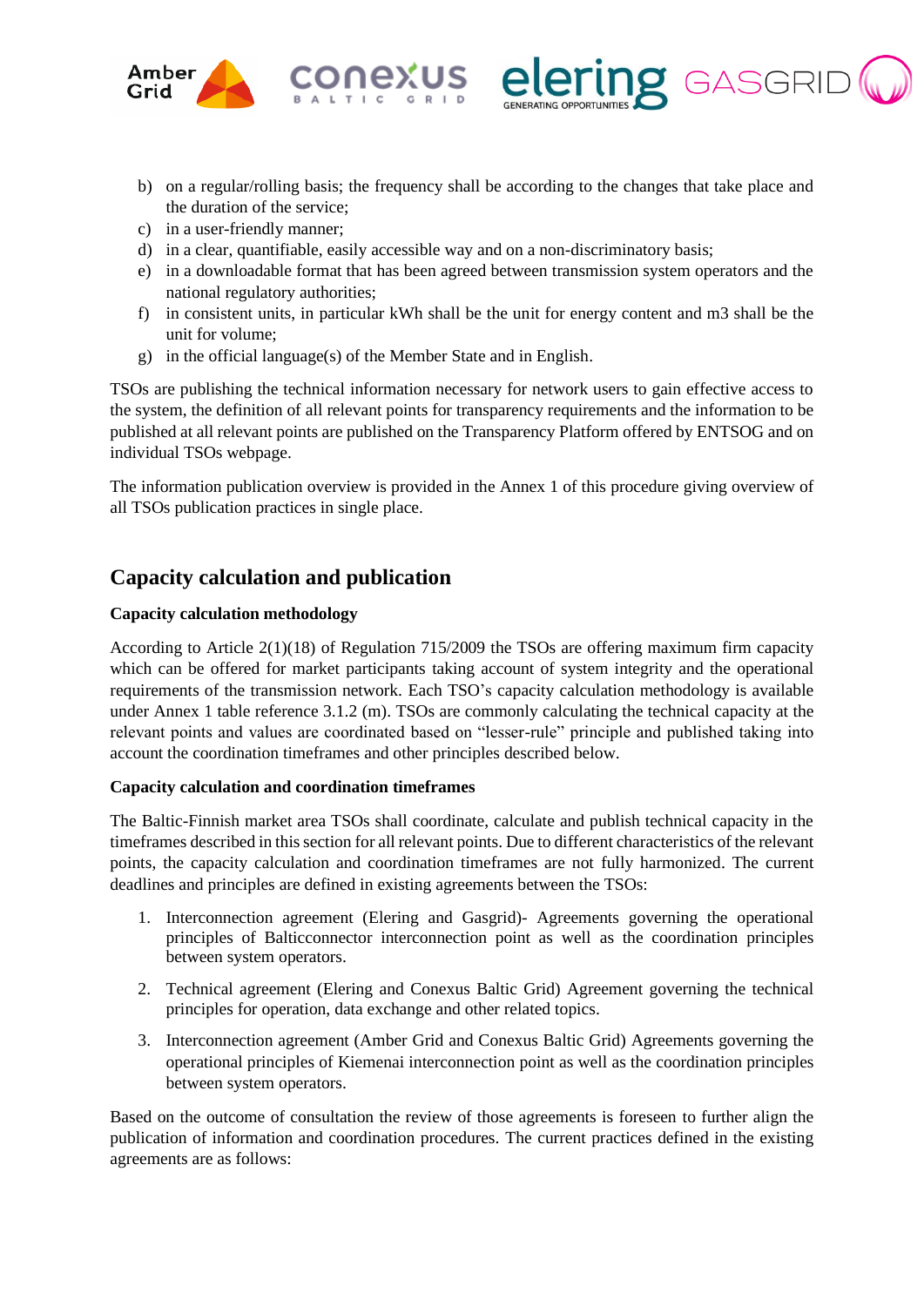b) on a regular/rolling basis; the frequency shall be according to the changes that take place and the duration of the service;
c) in a user-friendly manner;
d) in a clear, quantifiable, easily accessible way and on a non-discriminatory basis;
e) in a downloadable format that has been agreed between transmission system operators and the national regulatory authorities;
f) in consistent units, in particular kWh shall be the unit for energy content and m3 shall be the unit for volume;
g) in the official language(s) of the Member State and in English.

TSOs are publishing the technical information necessary for network users to gain effective access to the system, the definition of all relevant points for transparency requirements and the information to be published at all relevant points are published on the Transparency Platform offered by ENTSOG and on individual TSOs webpage.

The information publication overview is provided in the Annex 1 of this procedure giving overview of all TSOs publication practices in single place.

## Capacity calculation and publication

**Capacity calculation methodology**

According to Article 2(1)(18) of Regulation 715/2009 the TSOs are offering maximum firm capacity which can be offered for market participants taking account of system integrity and the operational requirements of the transmission network. Each TSO's capacity calculation methodology is available under Annex 1 table reference 3.1.2 (m). TSOs are commonly calculating the technical capacity at the relevant points and values are coordinated based on "lesser-rule" principle and published taking into account the coordination timeframes and other principles described below.

**Capacity calculation and coordination timeframes**

The Baltic-Finnish market area TSOs shall coordinate, calculate and publish technical capacity in the timeframes described in this section for all relevant points. Due to different characteristics of the relevant points, the capacity calculation and coordination timeframes are not fully harmonized. The current deadlines and principles are defined in existing agreements between the TSOs:

1. Interconnection agreement (Elering and Gasgrid)- Agreements governing the operational principles of Balticconnector interconnection point as well as the coordination principles between system operators.
2. Technical agreement (Elering and Conexus Baltic Grid) Agreement governing the technical principles for operation, data exchange and other related topics.
3. Interconnection agreement (Amber Grid and Conexus Baltic Grid) Agreements governing the operational principles of Kiemenai interconnection point as well as the coordination principles between system operators.

Based on the outcome of consultation the review of those agreements is foreseen to further align the publication of information and coordination procedures. The current practices defined in the existing agreements are as follows: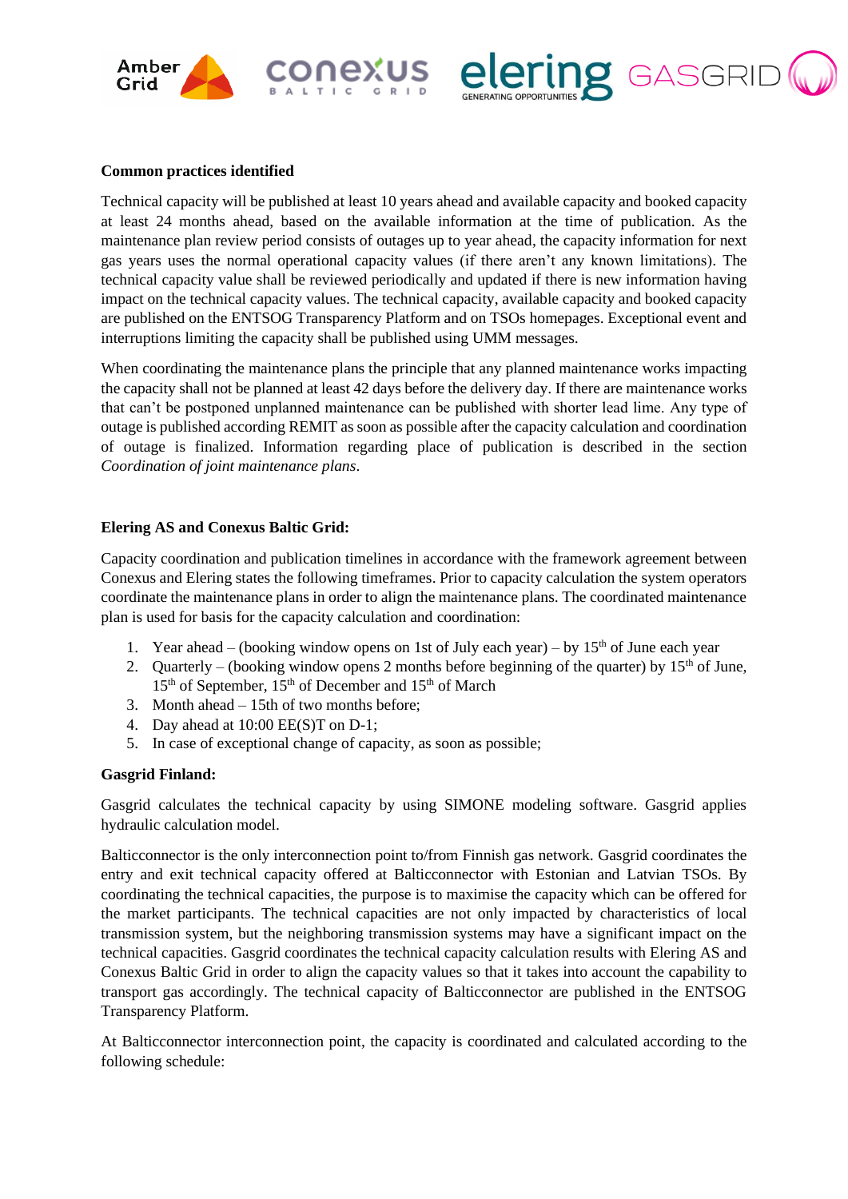**Common practices identified**

Technical capacity will be published at least 10 years ahead and available capacity and booked capacity at least 24 months ahead, based on the available information at the time of publication. As the maintenance plan review period consists of outages up to year ahead, the capacity information for next gas years uses the normal operational capacity values (if there aren't any known limitations). The technical capacity value shall be reviewed periodically and updated if there is new information having impact on the technical capacity values. The technical capacity, available capacity and booked capacity are published on the ENTSOG Transparency Platform and on TSOs homepages. Exceptional event and interruptions limiting the capacity shall be published using UMM messages.

When coordinating the maintenance plans the principle that any planned maintenance works impacting the capacity shall not be planned at least 42 days before the delivery day. If there are maintenance works that can't be postponed unplanned maintenance can be published with shorter lead lime. Any type of outage is published according REMIT as soon as possible after the capacity calculation and coordination of outage is finalized. Information regarding place of publication is described in the section *Coordination of joint maintenance plans*.

**Elering AS and Conexus Baltic Grid:**

Capacity coordination and publication timelines in accordance with the framework agreement between Conexus and Elering states the following timeframes. Prior to capacity calculation the system operators coordinate the maintenance plans in order to align the maintenance plans. The coordinated maintenance plan is used for basis for the capacity calculation and coordination:

1. Year ahead – (booking window opens on 1st of July each year) – by 15th of June each year
2. Quarterly – (booking window opens 2 months before beginning of the quarter) by 15th of June, 15th of September, 15th of December and 15th of March
3. Month ahead – 15th of two months before;
4. Day ahead at 10:00 EE(S)T on D-1;
5. In case of exceptional change of capacity, as soon as possible;

**Gasgrid Finland:**

Gasgrid calculates the technical capacity by using SIMONE modeling software. Gasgrid applies hydraulic calculation model.

Balticconnector is the only interconnection point to/from Finnish gas network. Gasgrid coordinates the entry and exit technical capacity offered at Balticconnector with Estonian and Latvian TSOs. By coordinating the technical capacities, the purpose is to maximise the capacity which can be offered for the market participants. The technical capacities are not only impacted by characteristics of local transmission system, but the neighboring transmission systems may have a significant impact on the technical capacities. Gasgrid coordinates the technical capacity calculation results with Elering AS and Conexus Baltic Grid in order to align the capacity values so that it takes into account the capability to transport gas accordingly. The technical capacity of Balticconnector are published in the ENTSOG Transparency Platform.

At Balticconnector interconnection point, the capacity is coordinated and calculated according to the following schedule: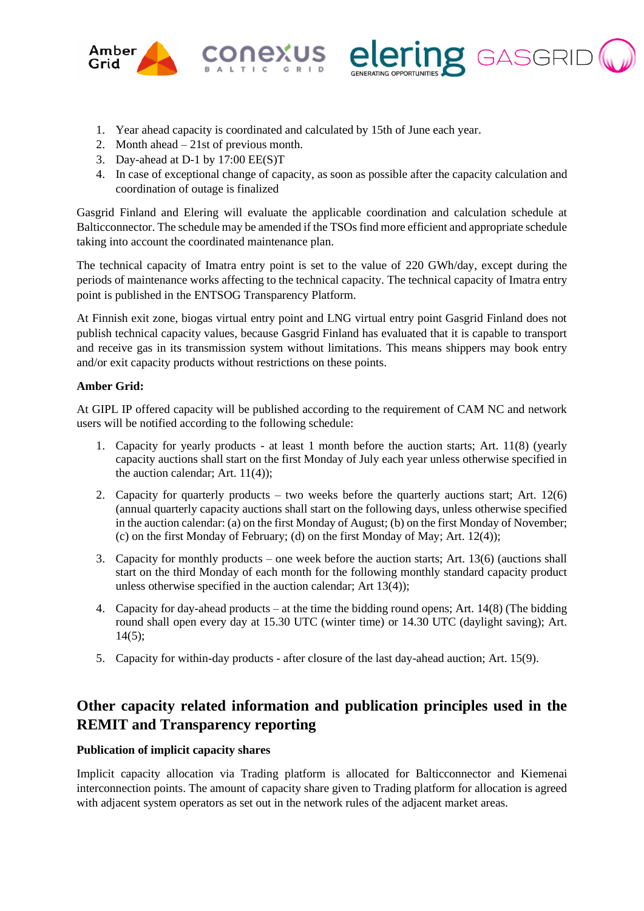1. Year ahead capacity is coordinated and calculated by 15th of June each year.
2. Month ahead – 21st of previous month.
3. Day-ahead at D-1 by 17:00 EE(S)T
4. In case of exceptional change of capacity, as soon as possible after the capacity calculation and coordination of outage is finalized

Gasgrid Finland and Elering will evaluate the applicable coordination and calculation schedule at Balticconnector. The schedule may be amended if the TSOs find more efficient and appropriate schedule taking into account the coordinated maintenance plan.

The technical capacity of Imatra entry point is set to the value of 220 GWh/day, except during the periods of maintenance works affecting to the technical capacity. The technical capacity of Imatra entry point is published in the ENTSOG Transparency Platform.

At Finnish exit zone, biogas virtual entry point and LNG virtual entry point Gasgrid Finland does not publish technical capacity values, because Gasgrid Finland has evaluated that it is capable to transport and receive gas in its transmission system without limitations. This means shippers may book entry and/or exit capacity products without restrictions on these points.

**Amber Grid:**

At GIPL IP offered capacity will be published according to the requirement of CAM NC and network users will be notified according to the following schedule:

1. Capacity for yearly products - at least 1 month before the auction starts; Art. 11(8) (yearly capacity auctions shall start on the first Monday of July each year unless otherwise specified in the auction calendar; Art. 11(4));
2. Capacity for quarterly products – two weeks before the quarterly auctions start; Art. 12(6) (annual quarterly capacity auctions shall start on the following days, unless otherwise specified in the auction calendar: (a) on the first Monday of August; (b) on the first Monday of November; (c) on the first Monday of February; (d) on the first Monday of May; Art. 12(4));
3. Capacity for monthly products – one week before the auction starts; Art. 13(6) (auctions shall start on the third Monday of each month for the following monthly standard capacity product unless otherwise specified in the auction calendar; Art 13(4));
4. Capacity for day-ahead products – at the time the bidding round opens; Art. 14(8) (The bidding round shall open every day at 15.30 UTC (winter time) or 14.30 UTC (daylight saving); Art. 14(5);
5. Capacity for within-day products - after closure of the last day-ahead auction; Art. 15(9).

## Other capacity related information and publication principles used in the REMIT and Transparency reporting

**Publication of implicit capacity shares**

Implicit capacity allocation via Trading platform is allocated for Balticconnector and Kiemenai interconnection points. The amount of capacity share given to Trading platform for allocation is agreed with adjacent system operators as set out in the network rules of the adjacent market areas.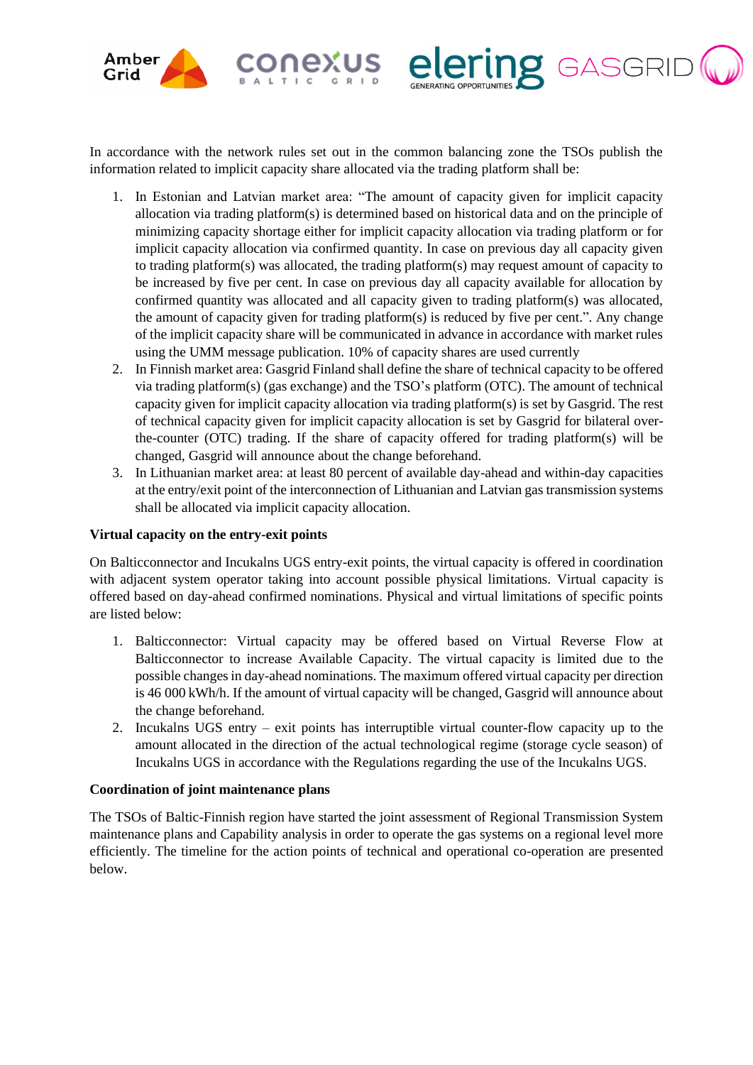In accordance with the network rules set out in the common balancing zone the TSOs publish the information related to implicit capacity share allocated via the trading platform shall be:

1. In Estonian and Latvian market area: “The amount of capacity given for implicit capacity allocation via trading platform(s) is determined based on historical data and on the principle of minimizing capacity shortage either for implicit capacity allocation via trading platform or for implicit capacity allocation via confirmed quantity. In case on previous day all capacity given to trading platform(s) was allocated, the trading platform(s) may request amount of capacity to be increased by five per cent. In case on previous day all capacity available for allocation by confirmed quantity was allocated and all capacity given to trading platform(s) was allocated, the amount of capacity given for trading platform(s) is reduced by five per cent.”. Any change of the implicit capacity share will be communicated in advance in accordance with market rules using the UMM message publication. 10% of capacity shares are used currently
2. In Finnish market area: Gasgrid Finland shall define the share of technical capacity to be offered via trading platform(s) (gas exchange) and the TSO’s platform (OTC). The amount of technical capacity given for implicit capacity allocation via trading platform(s) is set by Gasgrid. The rest of technical capacity given for implicit capacity allocation is set by Gasgrid for bilateral over-the-counter (OTC) trading. If the share of capacity offered for trading platform(s) will be changed, Gasgrid will announce about the change beforehand.
3. In Lithuanian market area: at least 80 percent of available day-ahead and within-day capacities at the entry/exit point of the interconnection of Lithuanian and Latvian gas transmission systems shall be allocated via implicit capacity allocation.

**Virtual capacity on the entry-exit points**

On Balticconnector and Incukalns UGS entry-exit points, the virtual capacity is offered in coordination with adjacent system operator taking into account possible physical limitations. Virtual capacity is offered based on day-ahead confirmed nominations. Physical and virtual limitations of specific points are listed below:

1. Balticconnector: Virtual capacity may be offered based on Virtual Reverse Flow at Balticconnector to increase Available Capacity. The virtual capacity is limited due to the possible changes in day-ahead nominations. The maximum offered virtual capacity per direction is 46 000 kWh/h. If the amount of virtual capacity will be changed, Gasgrid will announce about the change beforehand.
2. Incukalns UGS entry – exit points has interruptible virtual counter-flow capacity up to the amount allocated in the direction of the actual technological regime (storage cycle season) of Incukalns UGS in accordance with the Regulations regarding the use of the Incukalns UGS.

**Coordination of joint maintenance plans**

The TSOs of Baltic-Finnish region have started the joint assessment of Regional Transmission System maintenance plans and Capability analysis in order to operate the gas systems on a regional level more efficiently. The timeline for the action points of technical and operational co-operation are presented below.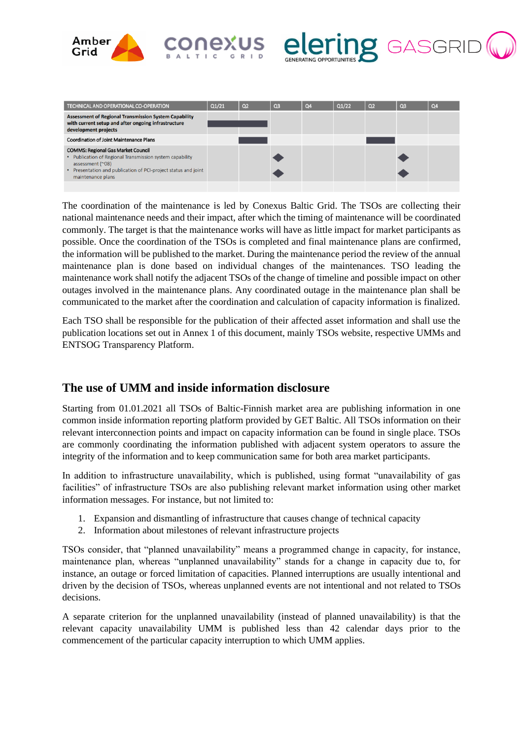| TECHNICAL AND OPERATIONAL CO-OPERATION | Q1/21 | Q2 | Q3 | Q4 | Q1/22 | Q2 | Q3 | Q4 |
|---|---|---|---|---|---|---|---|---|
| **Assessment of Regional Transmission System Capability with current setup and after ongoing infrastructure development projects** | ■ | ■ | | | | | | |
| Coordination of Joint Maintenance Plans | | ■ | | | | ■ | | |
| COMMS: Regional Gas Market Council<br>• Publication of Regional Transmission system capability assessment (~08)<br>• Presentation and publication of PCI-project status and joint maintenance plans | | | ◆<br>◆ | | | | ◆<br>◆ | |

The coordination of the maintenance is led by Conexus Baltic Grid. The TSOs are collecting their national maintenance needs and their impact, after which the timing of maintenance will be coordinated commonly. The target is that the maintenance works will have as little impact for market participants as possible. Once the coordination of the TSOs is completed and final maintenance plans are confirmed, the information will be published to the market. During the maintenance period the review of the annual maintenance plan is done based on individual changes of the maintenances. TSO leading the maintenance work shall notify the adjacent TSOs of the change of timeline and possible impact on other outages involved in the maintenance plans. Any coordinated outage in the maintenance plan shall be communicated to the market after the coordination and calculation of capacity information is finalized.

Each TSO shall be responsible for the publication of their affected asset information and shall use the publication locations set out in Annex 1 of this document, mainly TSOs website, respective UMMs and ENTSOG Transparency Platform.

## The use of UMM and inside information disclosure

Starting from 01.01.2021 all TSOs of Baltic-Finnish market area are publishing information in one common inside information reporting platform provided by GET Baltic. All TSOs information on their relevant interconnection points and impact on capacity information can be found in single place. TSOs are commonly coordinating the information published with adjacent system operators to assure the integrity of the information and to keep communication same for both area market participants.

In addition to infrastructure unavailability, which is published, using format "unavailability of gas facilities" of infrastructure TSOs are also publishing relevant market information using other market information messages. For instance, but not limited to:

1. Expansion and dismantling of infrastructure that causes change of technical capacity
2. Information about milestones of relevant infrastructure projects

TSOs consider, that "planned unavailability" means a programmed change in capacity, for instance, maintenance plan, whereas "unplanned unavailability" stands for a change in capacity due to, for instance, an outage or forced limitation of capacities. Planned interruptions are usually intentional and driven by the decision of TSOs, whereas unplanned events are not intentional and not related to TSOs decisions.

A separate criterion for the unplanned unavailability (instead of planned unavailability) is that the relevant capacity unavailability UMM is published less than 42 calendar days prior to the commencement of the particular capacity interruption to which UMM applies.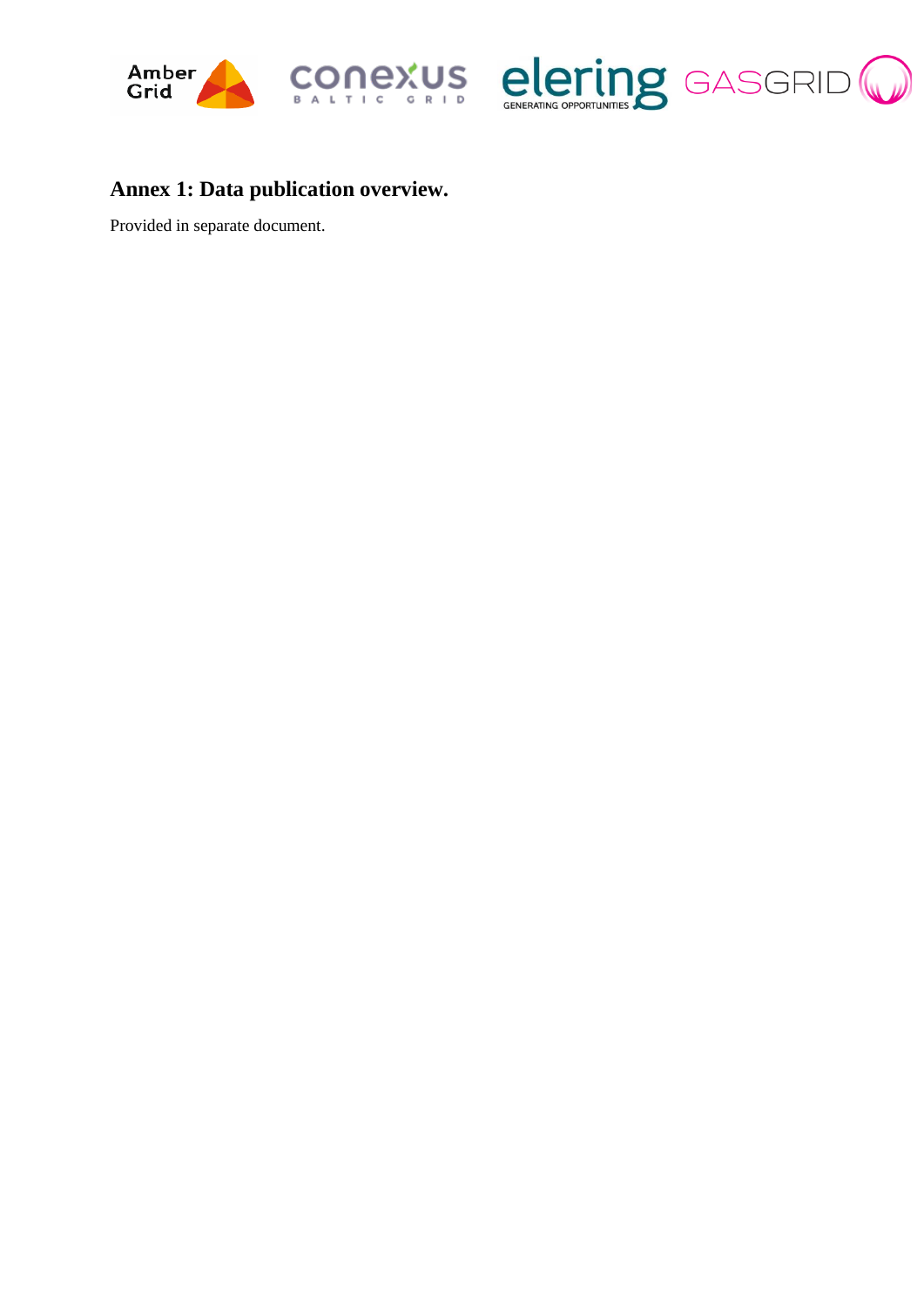## Annex 1: Data publication overview.

Provided in separate document.